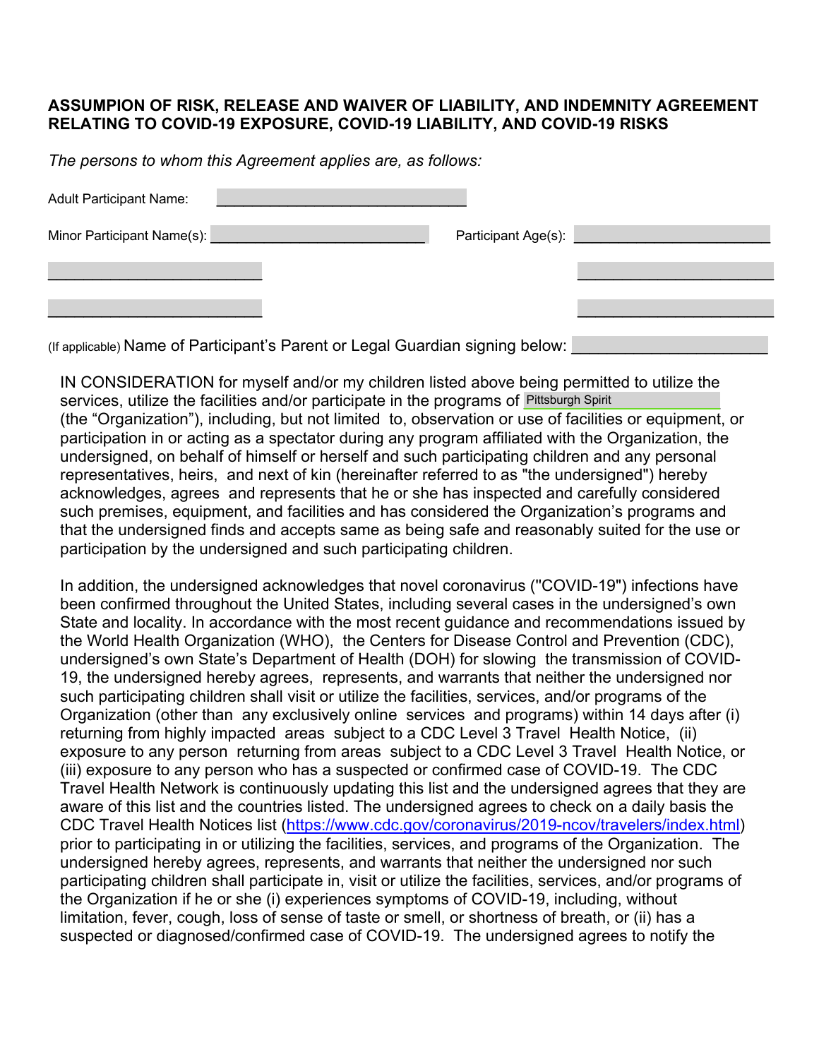**ASSUMPION OF RISK, RELEASE AND WAIVER OF LIABILITY, AND INDEMNITY AGREEMENT RELATING TO COVID-19 EXPOSURE, COVID-19 LIABILITY, AND COVID-19 RISKS**

*The persons to whom this Agreement applies are, as follows:*

Adult Participant Name: ______________________________

Minor Participant Name(s): __________________________ Participant Age(s): ________________________

__________________________ ________________________

__________________________ ________________________

(If applicable) Name of Participant's Parent or Legal Guardian signing below: ______________________

IN CONSIDERATION for myself and/or my children listed above being permitted to utilize the services, utilize the facilities and/or participate in the programs of Pittsburgh Spirit (the "Organization"), including, but not limited to, observation or use of facilities or equipment, or participation in or acting as a spectator during any program affiliated with the Organization, the undersigned, on behalf of himself or herself and such participating children and any personal representatives, heirs, and next of kin (hereinafter referred to as "the undersigned") hereby acknowledges, agrees and represents that he or she has inspected and carefully considered such premises, equipment, and facilities and has considered the Organization's programs and that the undersigned finds and accepts same as being safe and reasonably suited for the use or participation by the undersigned and such participating children.

In addition, the undersigned acknowledges that novel coronavirus ("COVID-19") infections have been confirmed throughout the United States, including several cases in the undersigned's own State and locality. In accordance with the most recent guidance and recommendations issued by the World Health Organization (WHO), the Centers for Disease Control and Prevention (CDC), undersigned's own State's Department of Health (DOH) for slowing the transmission of COVID-19, the undersigned hereby agrees, represents, and warrants that neither the undersigned nor such participating children shall visit or utilize the facilities, services, and/or programs of the Organization (other than any exclusively online services and programs) within 14 days after (i) returning from highly impacted areas subject to a CDC Level 3 Travel Health Notice, (ii) exposure to any person returning from areas subject to a CDC Level 3 Travel Health Notice, or (iii) exposure to any person who has a suspected or confirmed case of COVID-19. The CDC Travel Health Network is continuously updating this list and the undersigned agrees that they are aware of this list and the countries listed. The undersigned agrees to check on a daily basis the CDC Travel Health Notices list (https://www.cdc.gov/coronavirus/2019-ncov/travelers/index.html) prior to participating in or utilizing the facilities, services, and programs of the Organization. The undersigned hereby agrees, represents, and warrants that neither the undersigned nor such participating children shall participate in, visit or utilize the facilities, services, and/or programs of the Organization if he or she (i) experiences symptoms of COVID-19, including, without limitation, fever, cough, loss of sense of taste or smell, or shortness of breath, or (ii) has a suspected or diagnosed/confirmed case of COVID-19. The undersigned agrees to notify the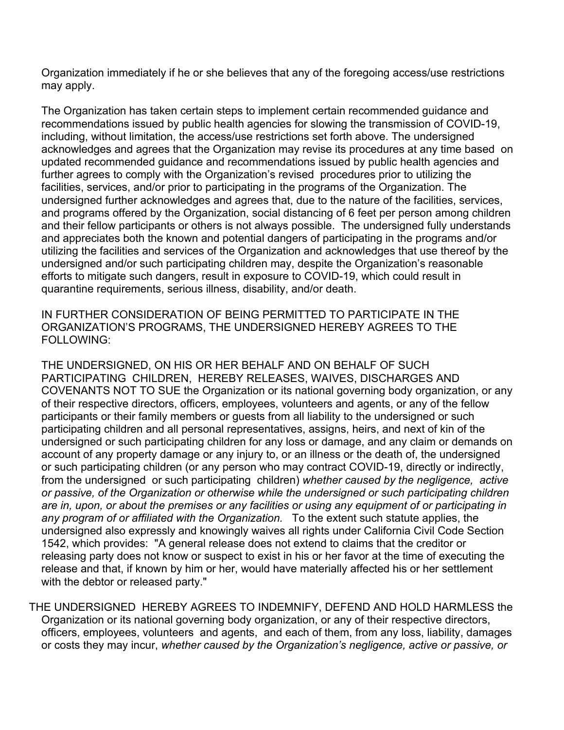Organization immediately if he or she believes that any of the foregoing access/use restrictions may apply.

The Organization has taken certain steps to implement certain recommended guidance and recommendations issued by public health agencies for slowing the transmission of COVID-19, including, without limitation, the access/use restrictions set forth above. The undersigned acknowledges and agrees that the Organization may revise its procedures at any time based on updated recommended guidance and recommendations issued by public health agencies and further agrees to comply with the Organization's revised procedures prior to utilizing the facilities, services, and/or prior to participating in the programs of the Organization. The undersigned further acknowledges and agrees that, due to the nature of the facilities, services, and programs offered by the Organization, social distancing of 6 feet per person among children and their fellow participants or others is not always possible. The undersigned fully understands and appreciates both the known and potential dangers of participating in the programs and/or utilizing the facilities and services of the Organization and acknowledges that use thereof by the undersigned and/or such participating children may, despite the Organization's reasonable efforts to mitigate such dangers, result in exposure to COVID-19, which could result in quarantine requirements, serious illness, disability, and/or death.

IN FURTHER CONSIDERATION OF BEING PERMITTED TO PARTICIPATE IN THE ORGANIZATION'S PROGRAMS, THE UNDERSIGNED HEREBY AGREES TO THE FOLLOWING:

THE UNDERSIGNED, ON HIS OR HER BEHALF AND ON BEHALF OF SUCH PARTICIPATING CHILDREN, HEREBY RELEASES, WAIVES, DISCHARGES AND COVENANTS NOT TO SUE the Organization or its national governing body organization, or any of their respective directors, officers, employees, volunteers and agents, or any of the fellow participants or their family members or guests from all liability to the undersigned or such participating children and all personal representatives, assigns, heirs, and next of kin of the undersigned or such participating children for any loss or damage, and any claim or demands on account of any property damage or any injury to, or an illness or the death of, the undersigned or such participating children (or any person who may contract COVID-19, directly or indirectly, from the undersigned or such participating children) *whether caused by the negligence, active or passive, of the Organization or otherwise while the undersigned or such participating children are in, upon, or about the premises or any facilities or using any equipment of or participating in any program of or affiliated with the Organization.* To the extent such statute applies, the undersigned also expressly and knowingly waives all rights under California Civil Code Section 1542, which provides: "A general release does not extend to claims that the creditor or releasing party does not know or suspect to exist in his or her favor at the time of executing the release and that, if known by him or her, would have materially affected his or her settlement with the debtor or released party."

THE UNDERSIGNED HEREBY AGREES TO INDEMNIFY, DEFEND AND HOLD HARMLESS the Organization or its national governing body organization, or any of their respective directors, officers, employees, volunteers and agents, and each of them, from any loss, liability, damages or costs they may incur, *whether caused by the Organization's negligence, active or passive, or*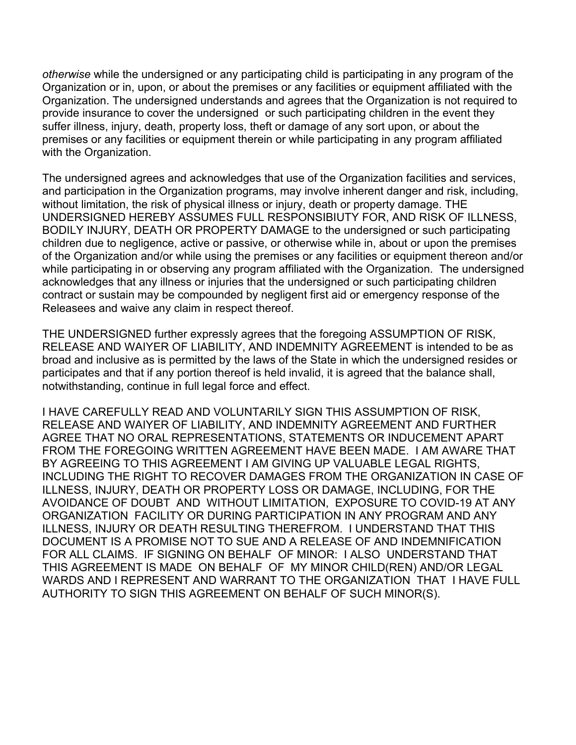*otherwise* while the undersigned or any participating child is participating in any program of the Organization or in, upon, or about the premises or any facilities or equipment affiliated with the Organization. The undersigned understands and agrees that the Organization is not required to provide insurance to cover the undersigned or such participating children in the event they suffer illness, injury, death, property loss, theft or damage of any sort upon, or about the premises or any facilities or equipment therein or while participating in any program affiliated with the Organization.

The undersigned agrees and acknowledges that use of the Organization facilities and services, and participation in the Organization programs, may involve inherent danger and risk, including, without limitation, the risk of physical illness or injury, death or property damage. THE UNDERSIGNED HEREBY ASSUMES FULL RESPONSIBIUTY FOR, AND RISK OF ILLNESS, BODILY INJURY, DEATH OR PROPERTY DAMAGE to the undersigned or such participating children due to negligence, active or passive, or otherwise while in, about or upon the premises of the Organization and/or while using the premises or any facilities or equipment thereon and/or while participating in or observing any program affiliated with the Organization. The undersigned acknowledges that any illness or injuries that the undersigned or such participating children contract or sustain may be compounded by negligent first aid or emergency response of the Releasees and waive any claim in respect thereof.

THE UNDERSIGNED further expressly agrees that the foregoing ASSUMPTION OF RISK, RELEASE AND WAIYER OF LIABILITY, AND INDEMNITY AGREEMENT is intended to be as broad and inclusive as is permitted by the laws of the State in which the undersigned resides or participates and that if any portion thereof is held invalid, it is agreed that the balance shall, notwithstanding, continue in full legal force and effect.

I HAVE CAREFULLY READ AND VOLUNTARILY SIGN THIS ASSUMPTION OF RISK, RELEASE AND WAIYER OF LIABILITY, AND INDEMNITY AGREEMENT AND FURTHER AGREE THAT NO ORAL REPRESENTATIONS, STATEMENTS OR INDUCEMENT APART FROM THE FOREGOING WRITTEN AGREEMENT HAVE BEEN MADE. I AM AWARE THAT BY AGREEING TO THIS AGREEMENT I AM GIVING UP VALUABLE LEGAL RIGHTS, INCLUDING THE RIGHT TO RECOVER DAMAGES FROM THE ORGANIZATION IN CASE OF ILLNESS, INJURY, DEATH OR PROPERTY LOSS OR DAMAGE, INCLUDING, FOR THE AVOIDANCE OF DOUBT AND WITHOUT LIMITATION, EXPOSURE TO COVID-19 AT ANY ORGANIZATION FACILITY OR DURING PARTICIPATION IN ANY PROGRAM AND ANY ILLNESS, INJURY OR DEATH RESULTING THEREFROM. I UNDERSTAND THAT THIS DOCUMENT IS A PROMISE NOT TO SUE AND A RELEASE OF AND INDEMNIFICATION FOR ALL CLAIMS. IF SIGNING ON BEHALF OF MINOR: I ALSO UNDERSTAND THAT THIS AGREEMENT IS MADE ON BEHALF OF MY MINOR CHILD(REN) AND/OR LEGAL WARDS AND I REPRESENT AND WARRANT TO THE ORGANIZATION THAT I HAVE FULL AUTHORITY TO SIGN THIS AGREEMENT ON BEHALF OF SUCH MINOR(S).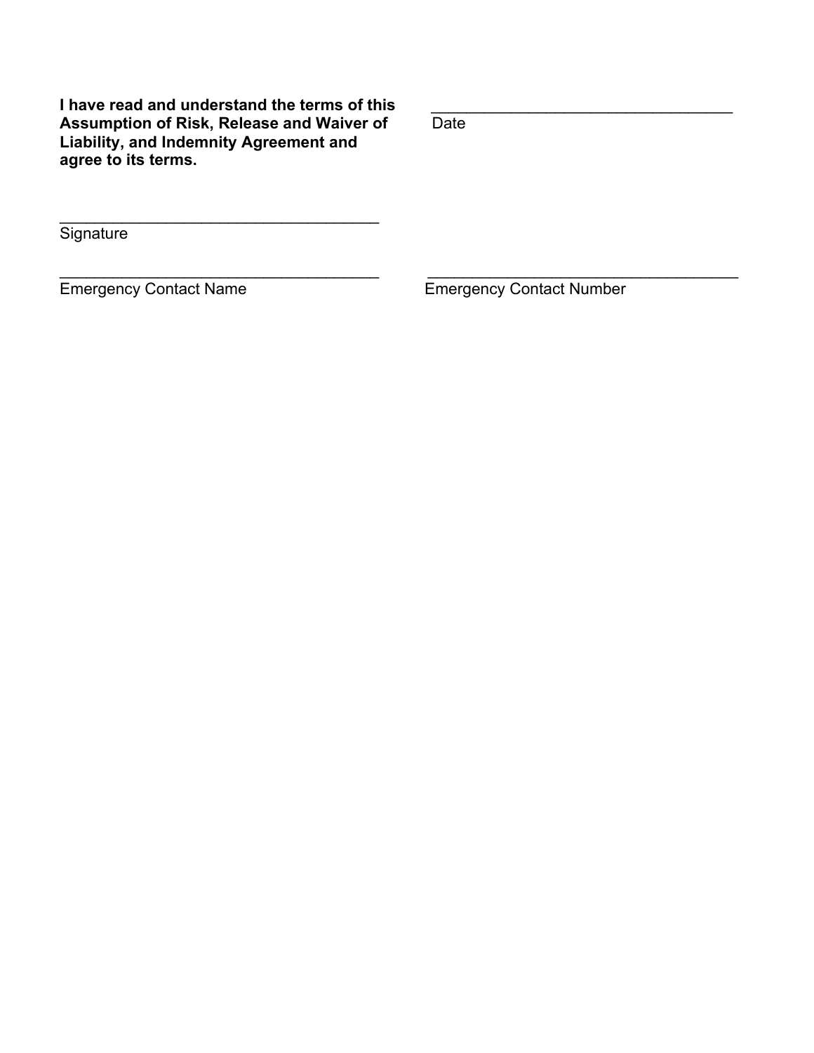**I have read and understand the terms of this Assumption of Risk, Release and Waiver of Liability, and Indemnity Agreement and agree to its terms.**

___________________________________
Date

___________________________________
Signature

___________________________________
Emergency Contact Name

___________________________________
Emergency Contact Number